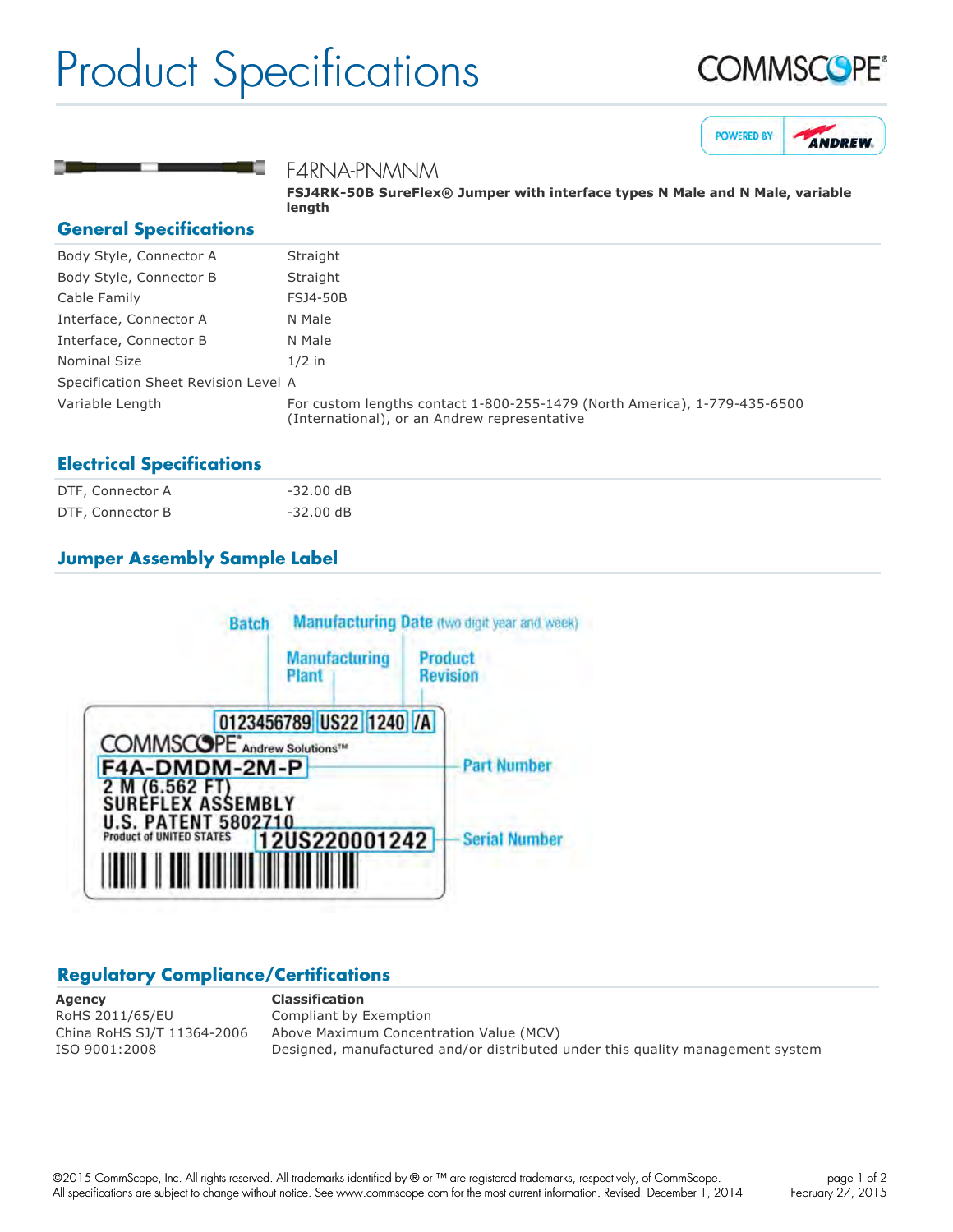# Product Specifications

COMMSCOPE®

POWERED BY ANDREW.

## F4RNA-PNMNM

**FSJ4RK-50B SureFlex® Jumper with interface types N Male and N Male, variable length**

## General Specifications

| | |
|---|---|
| Body Style, Connector A | Straight |
| Body Style, Connector B | Straight |
| Cable Family | FSJ4-50B |
| Interface, Connector A | N Male |
| Interface, Connector B | N Male |
| Nominal Size | 1/2 in |
| Specification Sheet Revision Level | A |
| Variable Length | For custom lengths contact 1-800-255-1479 (North America), 1-779-435-6500 (International), or an Andrew representative |

## Electrical Specifications

| | |
|---|---|
| DTF, Connector A | -32.00 dB |
| DTF, Connector B | -32.00 dB |

## Jumper Assembly Sample Label

Batch | Manufacturing Date (two digit year and week) | Manufacturing Plant | Product Revision

0123456789 US22 1240 /A

COMMSCOPE® Andrew Solutions™

F4A-DMDM-2M-P — Part Number

2 M (6.562 FT)
SUREFLEX ASSEMBLY
U.S. PATENT 5802710
Product of UNITED STATES

12US220001242 — Serial Number

## Regulatory Compliance/Certifications

| Agency | Classification |
|---|---|
| RoHS 2011/65/EU | Compliant by Exemption |
| China RoHS SJ/T 11364-2006 | Above Maximum Concentration Value (MCV) |
| ISO 9001:2008 | Designed, manufactured and/or distributed under this quality management system |

©2015 CommScope, Inc. All rights reserved. All trademarks identified by ® or ™ are registered trademarks, respectively, of CommScope. All specifications are subject to change without notice. See www.commscope.com for the most current information. Revised: December 1, 2014

February 27, 2015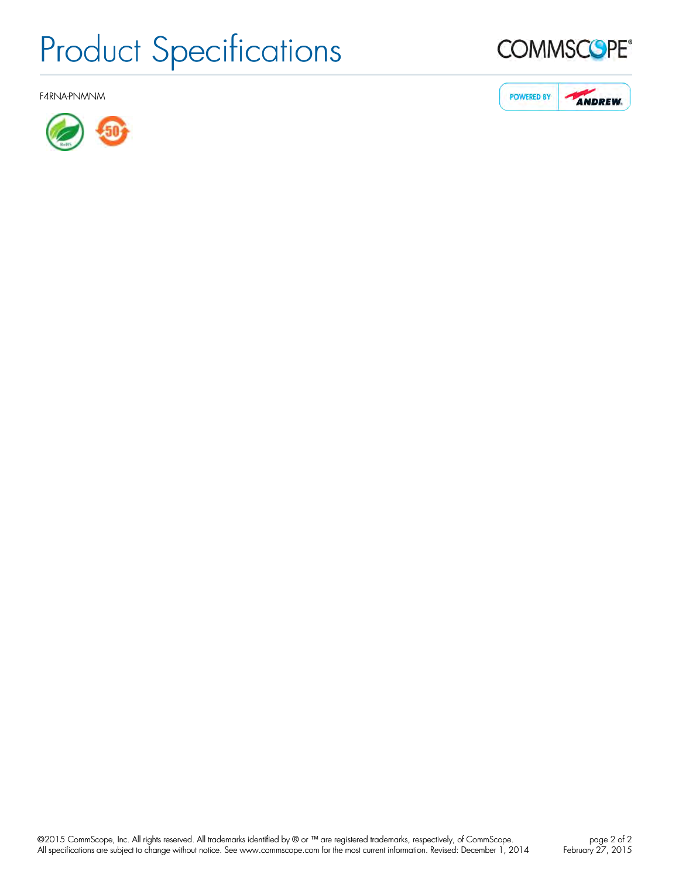F4RNA-PNMNM